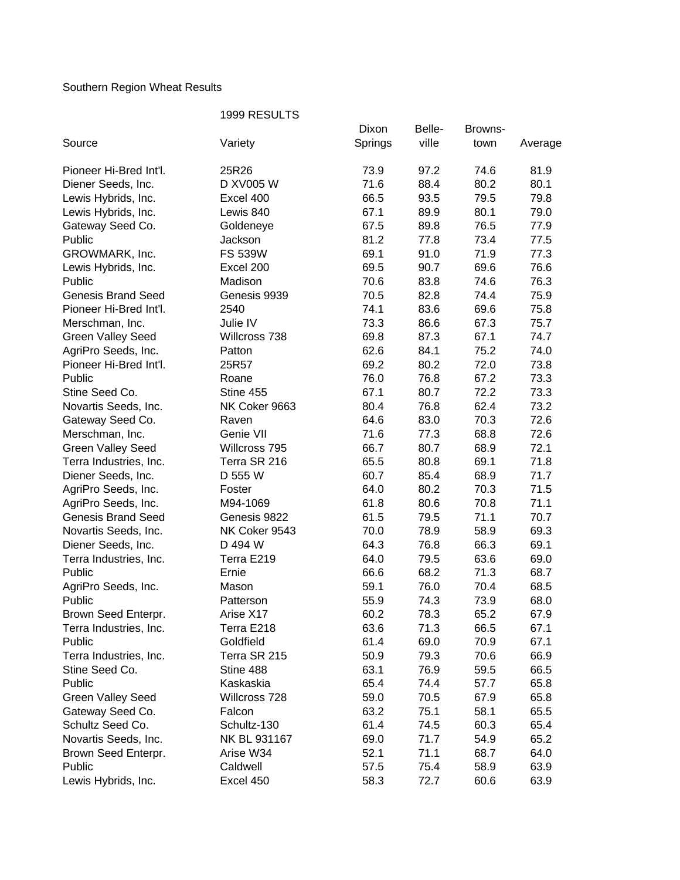Southern Region Wheat Results

1999 RESULTS

| Source | Variety | Dixon Springs | Belle-ville | Browns-town | Average |
|---|---|---|---|---|---|
| Pioneer Hi-Bred Int'l. | 25R26 | 73.9 | 97.2 | 74.6 | 81.9 |
| Diener Seeds, Inc. | D XV005 W | 71.6 | 88.4 | 80.2 | 80.1 |
| Lewis Hybrids, Inc. | Excel 400 | 66.5 | 93.5 | 79.5 | 79.8 |
| Lewis Hybrids, Inc. | Lewis 840 | 67.1 | 89.9 | 80.1 | 79.0 |
| Gateway Seed Co. | Goldeneye | 67.5 | 89.8 | 76.5 | 77.9 |
| Public | Jackson | 81.2 | 77.8 | 73.4 | 77.5 |
| GROWMARK, Inc. | FS 539W | 69.1 | 91.0 | 71.9 | 77.3 |
| Lewis Hybrids, Inc. | Excel 200 | 69.5 | 90.7 | 69.6 | 76.6 |
| Public | Madison | 70.6 | 83.8 | 74.6 | 76.3 |
| Genesis Brand Seed | Genesis 9939 | 70.5 | 82.8 | 74.4 | 75.9 |
| Pioneer Hi-Bred Int'l. | 2540 | 74.1 | 83.6 | 69.6 | 75.8 |
| Merschman, Inc. | Julie IV | 73.3 | 86.6 | 67.3 | 75.7 |
| Green Valley Seed | Willcross 738 | 69.8 | 87.3 | 67.1 | 74.7 |
| AgriPro Seeds, Inc. | Patton | 62.6 | 84.1 | 75.2 | 74.0 |
| Pioneer Hi-Bred Int'l. | 25R57 | 69.2 | 80.2 | 72.0 | 73.8 |
| Public | Roane | 76.0 | 76.8 | 67.2 | 73.3 |
| Stine Seed Co. | Stine 455 | 67.1 | 80.7 | 72.2 | 73.3 |
| Novartis Seeds, Inc. | NK Coker 9663 | 80.4 | 76.8 | 62.4 | 73.2 |
| Gateway Seed Co. | Raven | 64.6 | 83.0 | 70.3 | 72.6 |
| Merschman, Inc. | Genie VII | 71.6 | 77.3 | 68.8 | 72.6 |
| Green Valley Seed | Willcross 795 | 66.7 | 80.7 | 68.9 | 72.1 |
| Terra Industries, Inc. | Terra SR 216 | 65.5 | 80.8 | 69.1 | 71.8 |
| Diener Seeds, Inc. | D 555 W | 60.7 | 85.4 | 68.9 | 71.7 |
| AgriPro Seeds, Inc. | Foster | 64.0 | 80.2 | 70.3 | 71.5 |
| AgriPro Seeds, Inc. | M94-1069 | 61.8 | 80.6 | 70.8 | 71.1 |
| Genesis Brand Seed | Genesis 9822 | 61.5 | 79.5 | 71.1 | 70.7 |
| Novartis Seeds, Inc. | NK Coker 9543 | 70.0 | 78.9 | 58.9 | 69.3 |
| Diener Seeds, Inc. | D 494 W | 64.3 | 76.8 | 66.3 | 69.1 |
| Terra Industries, Inc. | Terra E219 | 64.0 | 79.5 | 63.6 | 69.0 |
| Public | Ernie | 66.6 | 68.2 | 71.3 | 68.7 |
| AgriPro Seeds, Inc. | Mason | 59.1 | 76.0 | 70.4 | 68.5 |
| Public | Patterson | 55.9 | 74.3 | 73.9 | 68.0 |
| Brown Seed Enterpr. | Arise X17 | 60.2 | 78.3 | 65.2 | 67.9 |
| Terra Industries, Inc. | Terra E218 | 63.6 | 71.3 | 66.5 | 67.1 |
| Public | Goldfield | 61.4 | 69.0 | 70.9 | 67.1 |
| Terra Industries, Inc. | Terra SR 215 | 50.9 | 79.3 | 70.6 | 66.9 |
| Stine Seed Co. | Stine 488 | 63.1 | 76.9 | 59.5 | 66.5 |
| Public | Kaskaskia | 65.4 | 74.4 | 57.7 | 65.8 |
| Green Valley Seed | Willcross 728 | 59.0 | 70.5 | 67.9 | 65.8 |
| Gateway Seed Co. | Falcon | 63.2 | 75.1 | 58.1 | 65.5 |
| Schultz Seed Co. | Schultz-130 | 61.4 | 74.5 | 60.3 | 65.4 |
| Novartis Seeds, Inc. | NK BL 931167 | 69.0 | 71.7 | 54.9 | 65.2 |
| Brown Seed Enterpr. | Arise W34 | 52.1 | 71.1 | 68.7 | 64.0 |
| Public | Caldwell | 57.5 | 75.4 | 58.9 | 63.9 |
| Lewis Hybrids, Inc. | Excel 450 | 58.3 | 72.7 | 60.6 | 63.9 |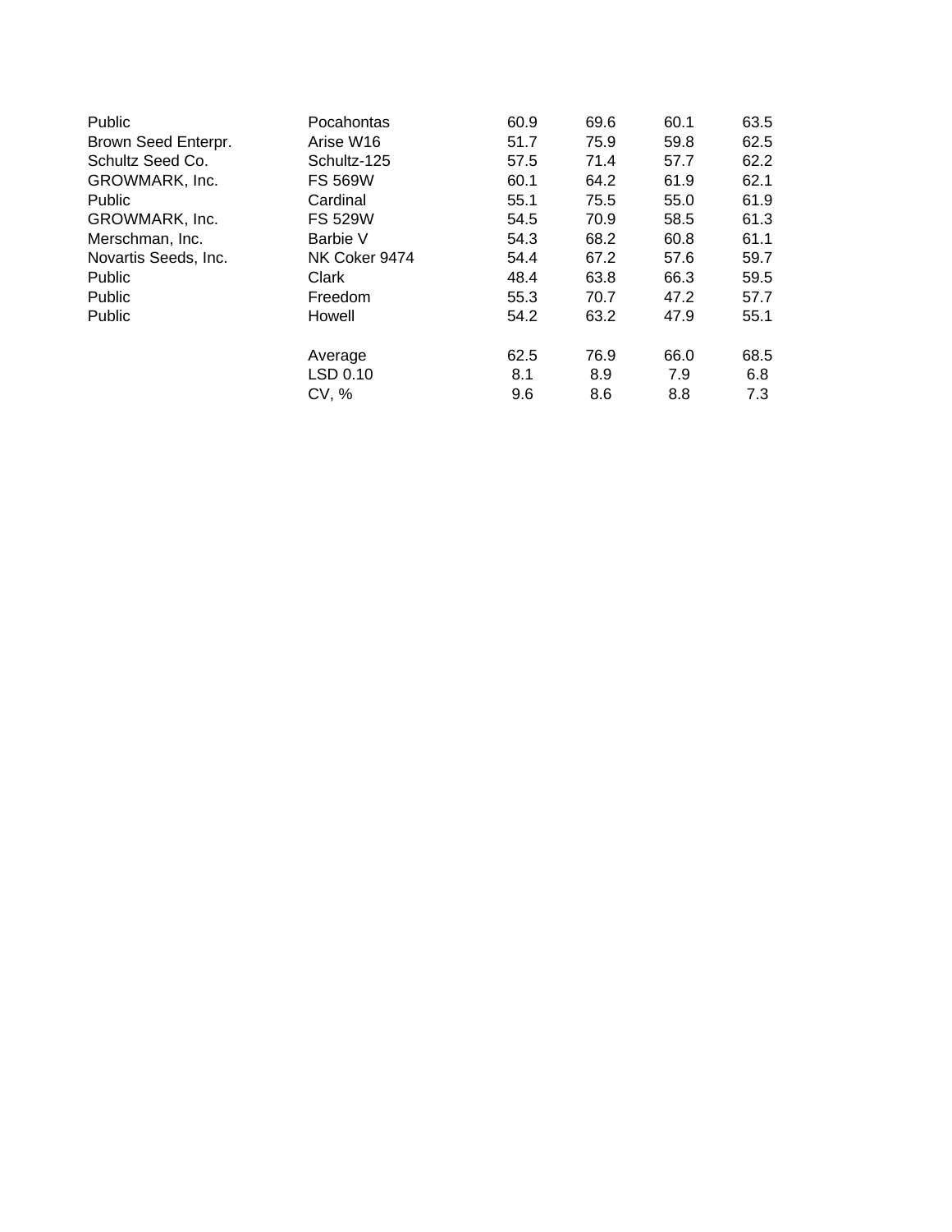| | | | | | |
|---|---|---|---|---|---|
| Public | Pocahontas | 60.9 | 69.6 | 60.1 | 63.5 |
| Brown Seed Enterpr. | Arise W16 | 51.7 | 75.9 | 59.8 | 62.5 |
| Schultz Seed Co. | Schultz-125 | 57.5 | 71.4 | 57.7 | 62.2 |
| GROWMARK, Inc. | FS 569W | 60.1 | 64.2 | 61.9 | 62.1 |
| Public | Cardinal | 55.1 | 75.5 | 55.0 | 61.9 |
| GROWMARK, Inc. | FS 529W | 54.5 | 70.9 | 58.5 | 61.3 |
| Merschman, Inc. | Barbie V | 54.3 | 68.2 | 60.8 | 61.1 |
| Novartis Seeds, Inc. | NK Coker 9474 | 54.4 | 67.2 | 57.6 | 59.7 |
| Public | Clark | 48.4 | 63.8 | 66.3 | 59.5 |
| Public | Freedom | 55.3 | 70.7 | 47.2 | 57.7 |
| Public | Howell | 54.2 | 63.2 | 47.9 | 55.1 |
| | Average | 62.5 | 76.9 | 66.0 | 68.5 |
| | LSD 0.10 | 8.1 | 8.9 | 7.9 | 6.8 |
| | CV, % | 9.6 | 8.6 | 8.8 | 7.3 |